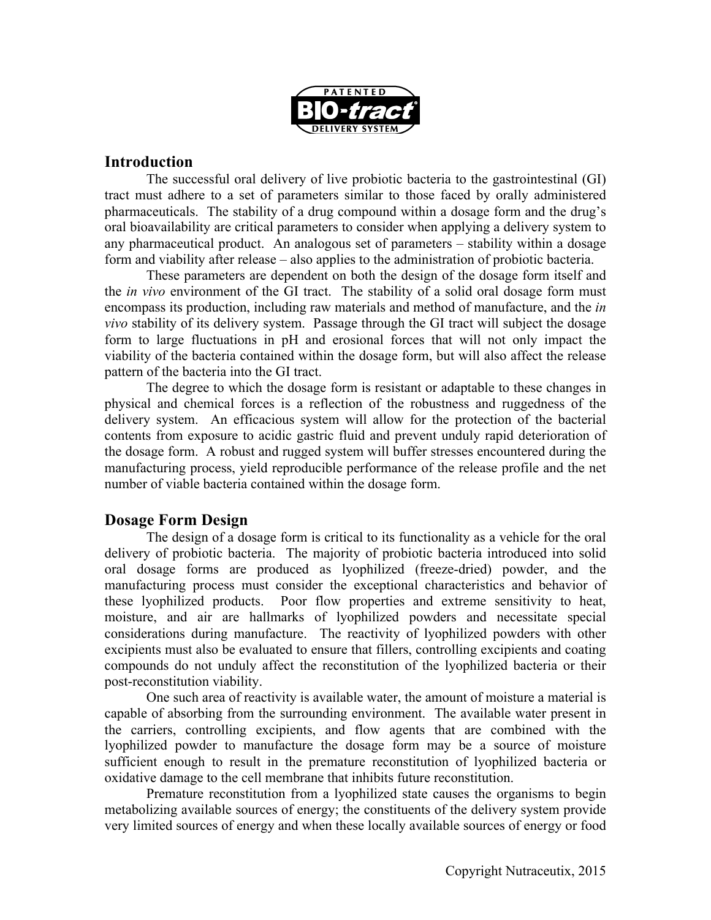PATENTED BIO-tract® DELIVERY SYSTEM

## Introduction

The successful oral delivery of live probiotic bacteria to the gastrointestinal (GI) tract must adhere to a set of parameters similar to those faced by orally administered pharmaceuticals. The stability of a drug compound within a dosage form and the drug's oral bioavailability are critical parameters to consider when applying a delivery system to any pharmaceutical product. An analogous set of parameters – stability within a dosage form and viability after release – also applies to the administration of probiotic bacteria.

These parameters are dependent on both the design of the dosage form itself and the *in vivo* environment of the GI tract. The stability of a solid oral dosage form must encompass its production, including raw materials and method of manufacture, and the *in vivo* stability of its delivery system. Passage through the GI tract will subject the dosage form to large fluctuations in pH and erosional forces that will not only impact the viability of the bacteria contained within the dosage form, but will also affect the release pattern of the bacteria into the GI tract.

The degree to which the dosage form is resistant or adaptable to these changes in physical and chemical forces is a reflection of the robustness and ruggedness of the delivery system. An efficacious system will allow for the protection of the bacterial contents from exposure to acidic gastric fluid and prevent unduly rapid deterioration of the dosage form. A robust and rugged system will buffer stresses encountered during the manufacturing process, yield reproducible performance of the release profile and the net number of viable bacteria contained within the dosage form.

## Dosage Form Design

The design of a dosage form is critical to its functionality as a vehicle for the oral delivery of probiotic bacteria. The majority of probiotic bacteria introduced into solid oral dosage forms are produced as lyophilized (freeze-dried) powder, and the manufacturing process must consider the exceptional characteristics and behavior of these lyophilized products. Poor flow properties and extreme sensitivity to heat, moisture, and air are hallmarks of lyophilized powders and necessitate special considerations during manufacture. The reactivity of lyophilized powders with other excipients must also be evaluated to ensure that fillers, controlling excipients and coating compounds do not unduly affect the reconstitution of the lyophilized bacteria or their post-reconstitution viability.

One such area of reactivity is available water, the amount of moisture a material is capable of absorbing from the surrounding environment. The available water present in the carriers, controlling excipients, and flow agents that are combined with the lyophilized powder to manufacture the dosage form may be a source of moisture sufficient enough to result in the premature reconstitution of lyophilized bacteria or oxidative damage to the cell membrane that inhibits future reconstitution.

Premature reconstitution from a lyophilized state causes the organisms to begin metabolizing available sources of energy; the constituents of the delivery system provide very limited sources of energy and when these locally available sources of energy or food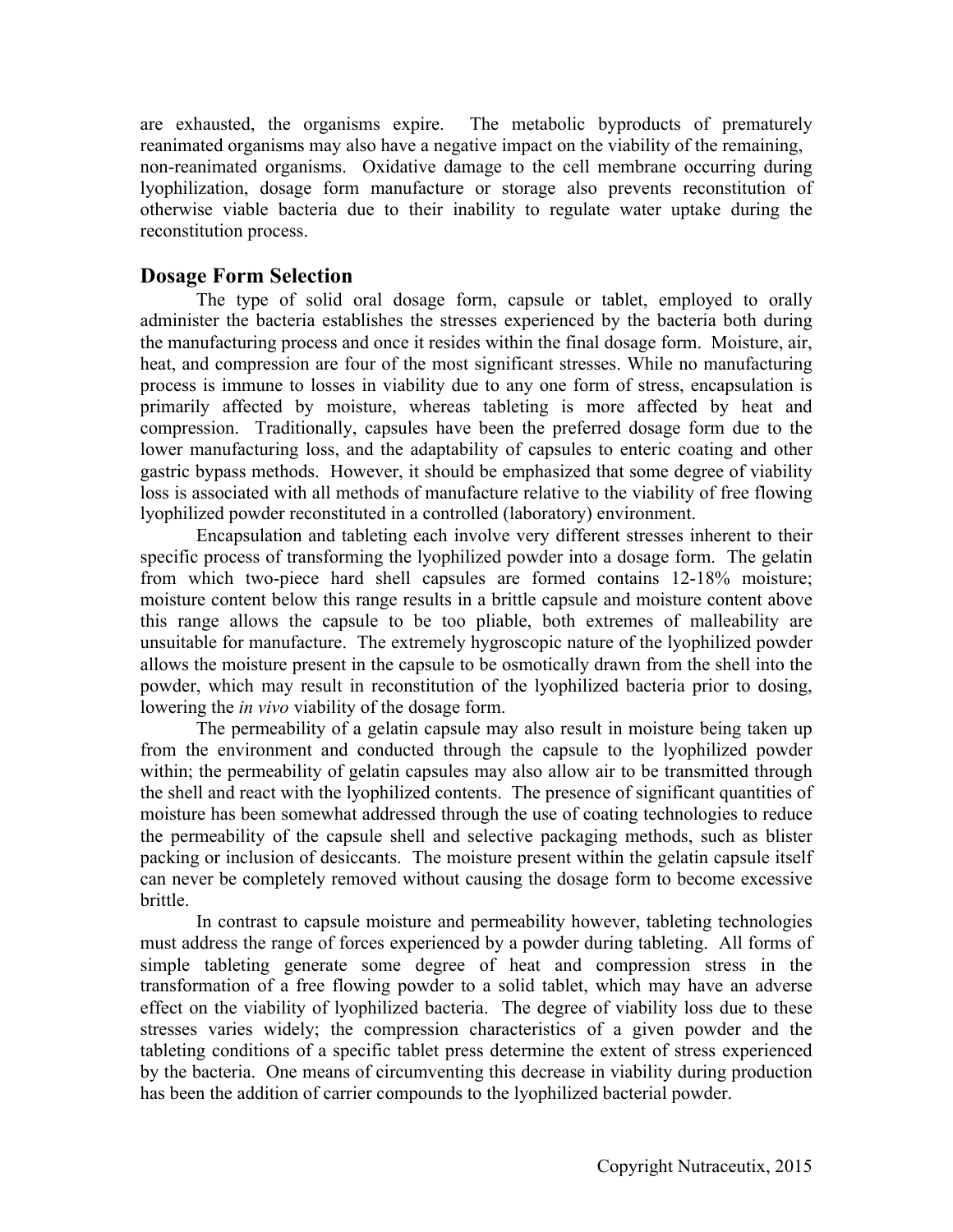are exhausted, the organisms expire. The metabolic byproducts of prematurely reanimated organisms may also have a negative impact on the viability of the remaining, non-reanimated organisms. Oxidative damage to the cell membrane occurring during lyophilization, dosage form manufacture or storage also prevents reconstitution of otherwise viable bacteria due to their inability to regulate water uptake during the reconstitution process.

## Dosage Form Selection

The type of solid oral dosage form, capsule or tablet, employed to orally administer the bacteria establishes the stresses experienced by the bacteria both during the manufacturing process and once it resides within the final dosage form. Moisture, air, heat, and compression are four of the most significant stresses. While no manufacturing process is immune to losses in viability due to any one form of stress, encapsulation is primarily affected by moisture, whereas tableting is more affected by heat and compression. Traditionally, capsules have been the preferred dosage form due to the lower manufacturing loss, and the adaptability of capsules to enteric coating and other gastric bypass methods. However, it should be emphasized that some degree of viability loss is associated with all methods of manufacture relative to the viability of free flowing lyophilized powder reconstituted in a controlled (laboratory) environment.

Encapsulation and tableting each involve very different stresses inherent to their specific process of transforming the lyophilized powder into a dosage form. The gelatin from which two-piece hard shell capsules are formed contains 12-18% moisture; moisture content below this range results in a brittle capsule and moisture content above this range allows the capsule to be too pliable, both extremes of malleability are unsuitable for manufacture. The extremely hygroscopic nature of the lyophilized powder allows the moisture present in the capsule to be osmotically drawn from the shell into the powder, which may result in reconstitution of the lyophilized bacteria prior to dosing, lowering the *in vivo* viability of the dosage form.

The permeability of a gelatin capsule may also result in moisture being taken up from the environment and conducted through the capsule to the lyophilized powder within; the permeability of gelatin capsules may also allow air to be transmitted through the shell and react with the lyophilized contents. The presence of significant quantities of moisture has been somewhat addressed through the use of coating technologies to reduce the permeability of the capsule shell and selective packaging methods, such as blister packing or inclusion of desiccants. The moisture present within the gelatin capsule itself can never be completely removed without causing the dosage form to become excessive brittle.

In contrast to capsule moisture and permeability however, tableting technologies must address the range of forces experienced by a powder during tableting. All forms of simple tableting generate some degree of heat and compression stress in the transformation of a free flowing powder to a solid tablet, which may have an adverse effect on the viability of lyophilized bacteria. The degree of viability loss due to these stresses varies widely; the compression characteristics of a given powder and the tableting conditions of a specific tablet press determine the extent of stress experienced by the bacteria. One means of circumventing this decrease in viability during production has been the addition of carrier compounds to the lyophilized bacterial powder.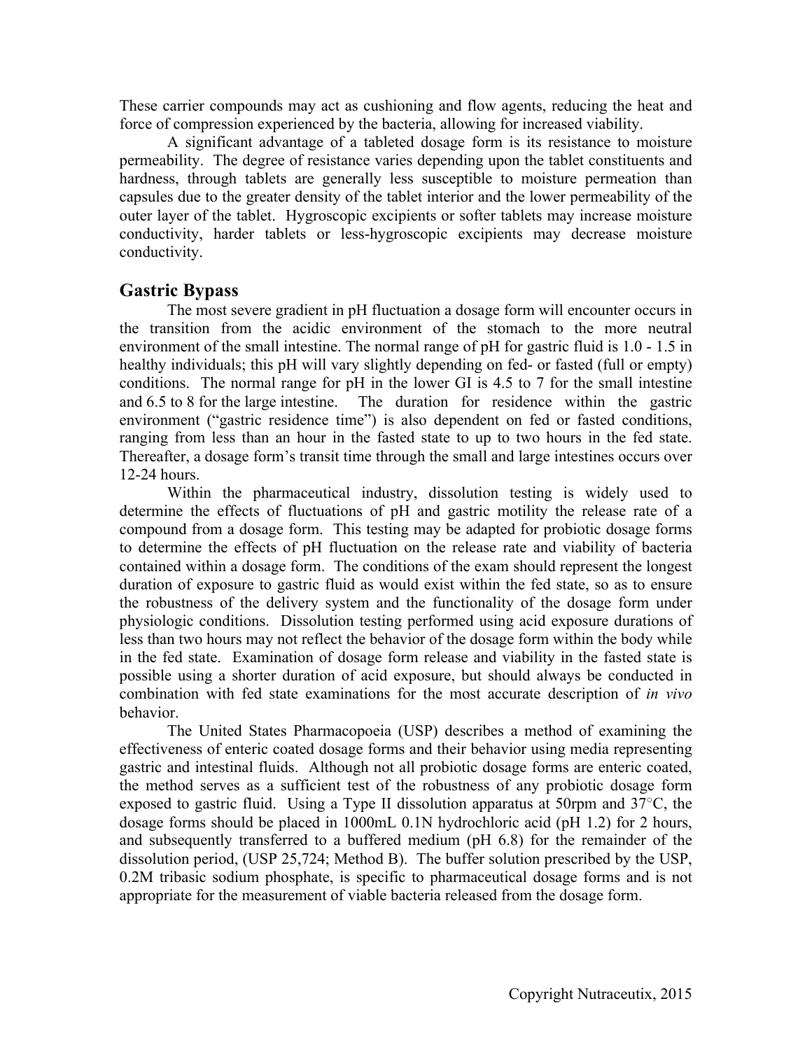These carrier compounds may act as cushioning and flow agents, reducing the heat and force of compression experienced by the bacteria, allowing for increased viability.

A significant advantage of a tableted dosage form is its resistance to moisture permeability. The degree of resistance varies depending upon the tablet constituents and hardness, through tablets are generally less susceptible to moisture permeation than capsules due to the greater density of the tablet interior and the lower permeability of the outer layer of the tablet. Hygroscopic excipients or softer tablets may increase moisture conductivity, harder tablets or less-hygroscopic excipients may decrease moisture conductivity.

## Gastric Bypass

The most severe gradient in pH fluctuation a dosage form will encounter occurs in the transition from the acidic environment of the stomach to the more neutral environment of the small intestine. The normal range of pH for gastric fluid is 1.0 - 1.5 in healthy individuals; this pH will vary slightly depending on fed- or fasted (full or empty) conditions. The normal range for pH in the lower GI is 4.5 to 7 for the small intestine and 6.5 to 8 for the large intestine. The duration for residence within the gastric environment ("gastric residence time") is also dependent on fed or fasted conditions, ranging from less than an hour in the fasted state to up to two hours in the fed state. Thereafter, a dosage form's transit time through the small and large intestines occurs over 12-24 hours.

Within the pharmaceutical industry, dissolution testing is widely used to determine the effects of fluctuations of pH and gastric motility the release rate of a compound from a dosage form. This testing may be adapted for probiotic dosage forms to determine the effects of pH fluctuation on the release rate and viability of bacteria contained within a dosage form. The conditions of the exam should represent the longest duration of exposure to gastric fluid as would exist within the fed state, so as to ensure the robustness of the delivery system and the functionality of the dosage form under physiologic conditions. Dissolution testing performed using acid exposure durations of less than two hours may not reflect the behavior of the dosage form within the body while in the fed state. Examination of dosage form release and viability in the fasted state is possible using a shorter duration of acid exposure, but should always be conducted in combination with fed state examinations for the most accurate description of *in vivo* behavior.

The United States Pharmacopoeia (USP) describes a method of examining the effectiveness of enteric coated dosage forms and their behavior using media representing gastric and intestinal fluids. Although not all probiotic dosage forms are enteric coated, the method serves as a sufficient test of the robustness of any probiotic dosage form exposed to gastric fluid. Using a Type II dissolution apparatus at 50rpm and 37°C, the dosage forms should be placed in 1000mL 0.1N hydrochloric acid (pH 1.2) for 2 hours, and subsequently transferred to a buffered medium (pH 6.8) for the remainder of the dissolution period, (USP 25,724; Method B). The buffer solution prescribed by the USP, 0.2M tribasic sodium phosphate, is specific to pharmaceutical dosage forms and is not appropriate for the measurement of viable bacteria released from the dosage form.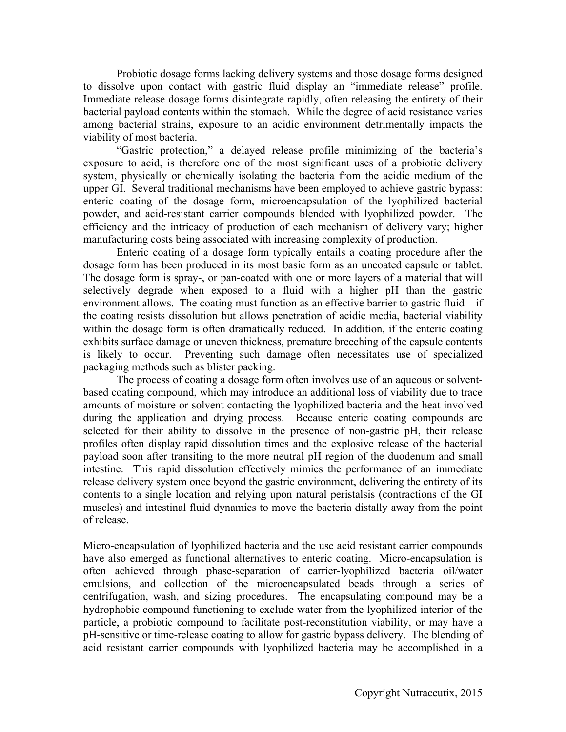Probiotic dosage forms lacking delivery systems and those dosage forms designed to dissolve upon contact with gastric fluid display an "immediate release" profile. Immediate release dosage forms disintegrate rapidly, often releasing the entirety of their bacterial payload contents within the stomach. While the degree of acid resistance varies among bacterial strains, exposure to an acidic environment detrimentally impacts the viability of most bacteria.

"Gastric protection," a delayed release profile minimizing of the bacteria's exposure to acid, is therefore one of the most significant uses of a probiotic delivery system, physically or chemically isolating the bacteria from the acidic medium of the upper GI. Several traditional mechanisms have been employed to achieve gastric bypass: enteric coating of the dosage form, microencapsulation of the lyophilized bacterial powder, and acid-resistant carrier compounds blended with lyophilized powder. The efficiency and the intricacy of production of each mechanism of delivery vary; higher manufacturing costs being associated with increasing complexity of production.

Enteric coating of a dosage form typically entails a coating procedure after the dosage form has been produced in its most basic form as an uncoated capsule or tablet. The dosage form is spray-, or pan-coated with one or more layers of a material that will selectively degrade when exposed to a fluid with a higher pH than the gastric environment allows. The coating must function as an effective barrier to gastric fluid – if the coating resists dissolution but allows penetration of acidic media, bacterial viability within the dosage form is often dramatically reduced. In addition, if the enteric coating exhibits surface damage or uneven thickness, premature breeching of the capsule contents is likely to occur. Preventing such damage often necessitates use of specialized packaging methods such as blister packing.

The process of coating a dosage form often involves use of an aqueous or solvent-based coating compound, which may introduce an additional loss of viability due to trace amounts of moisture or solvent contacting the lyophilized bacteria and the heat involved during the application and drying process. Because enteric coating compounds are selected for their ability to dissolve in the presence of non-gastric pH, their release profiles often display rapid dissolution times and the explosive release of the bacterial payload soon after transiting to the more neutral pH region of the duodenum and small intestine. This rapid dissolution effectively mimics the performance of an immediate release delivery system once beyond the gastric environment, delivering the entirety of its contents to a single location and relying upon natural peristalsis (contractions of the GI muscles) and intestinal fluid dynamics to move the bacteria distally away from the point of release.

Micro-encapsulation of lyophilized bacteria and the use acid resistant carrier compounds have also emerged as functional alternatives to enteric coating. Micro-encapsulation is often achieved through phase-separation of carrier-lyophilized bacteria oil/water emulsions, and collection of the microencapsulated beads through a series of centrifugation, wash, and sizing procedures. The encapsulating compound may be a hydrophobic compound functioning to exclude water from the lyophilized interior of the particle, a probiotic compound to facilitate post-reconstitution viability, or may have a pH-sensitive or time-release coating to allow for gastric bypass delivery. The blending of acid resistant carrier compounds with lyophilized bacteria may be accomplished in a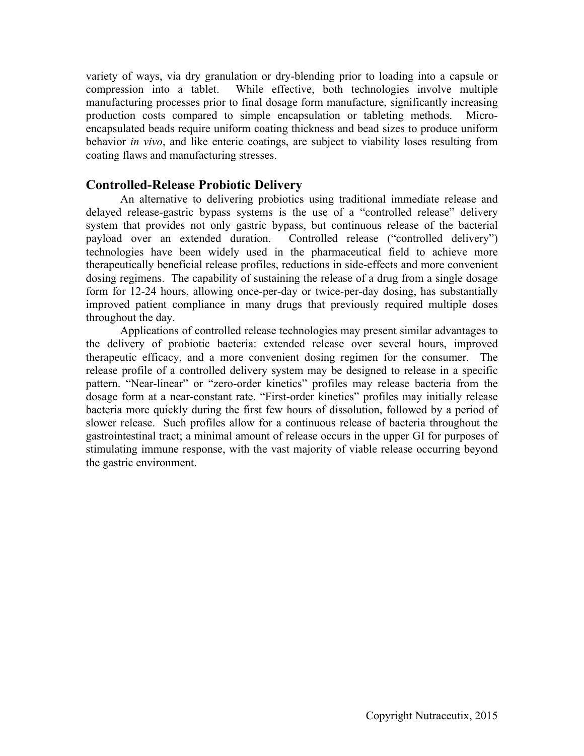variety of ways, via dry granulation or dry-blending prior to loading into a capsule or compression into a tablet. While effective, both technologies involve multiple manufacturing processes prior to final dosage form manufacture, significantly increasing production costs compared to simple encapsulation or tableting methods. Micro-encapsulated beads require uniform coating thickness and bead sizes to produce uniform behavior *in vivo*, and like enteric coatings, are subject to viability loses resulting from coating flaws and manufacturing stresses.

## Controlled-Release Probiotic Delivery

An alternative to delivering probiotics using traditional immediate release and delayed release-gastric bypass systems is the use of a "controlled release" delivery system that provides not only gastric bypass, but continuous release of the bacterial payload over an extended duration. Controlled release ("controlled delivery") technologies have been widely used in the pharmaceutical field to achieve more therapeutically beneficial release profiles, reductions in side-effects and more convenient dosing regimens. The capability of sustaining the release of a drug from a single dosage form for 12-24 hours, allowing once-per-day or twice-per-day dosing, has substantially improved patient compliance in many drugs that previously required multiple doses throughout the day.

Applications of controlled release technologies may present similar advantages to the delivery of probiotic bacteria: extended release over several hours, improved therapeutic efficacy, and a more convenient dosing regimen for the consumer. The release profile of a controlled delivery system may be designed to release in a specific pattern. "Near-linear" or "zero-order kinetics" profiles may release bacteria from the dosage form at a near-constant rate. "First-order kinetics" profiles may initially release bacteria more quickly during the first few hours of dissolution, followed by a period of slower release. Such profiles allow for a continuous release of bacteria throughout the gastrointestinal tract; a minimal amount of release occurs in the upper GI for purposes of stimulating immune response, with the vast majority of viable release occurring beyond the gastric environment.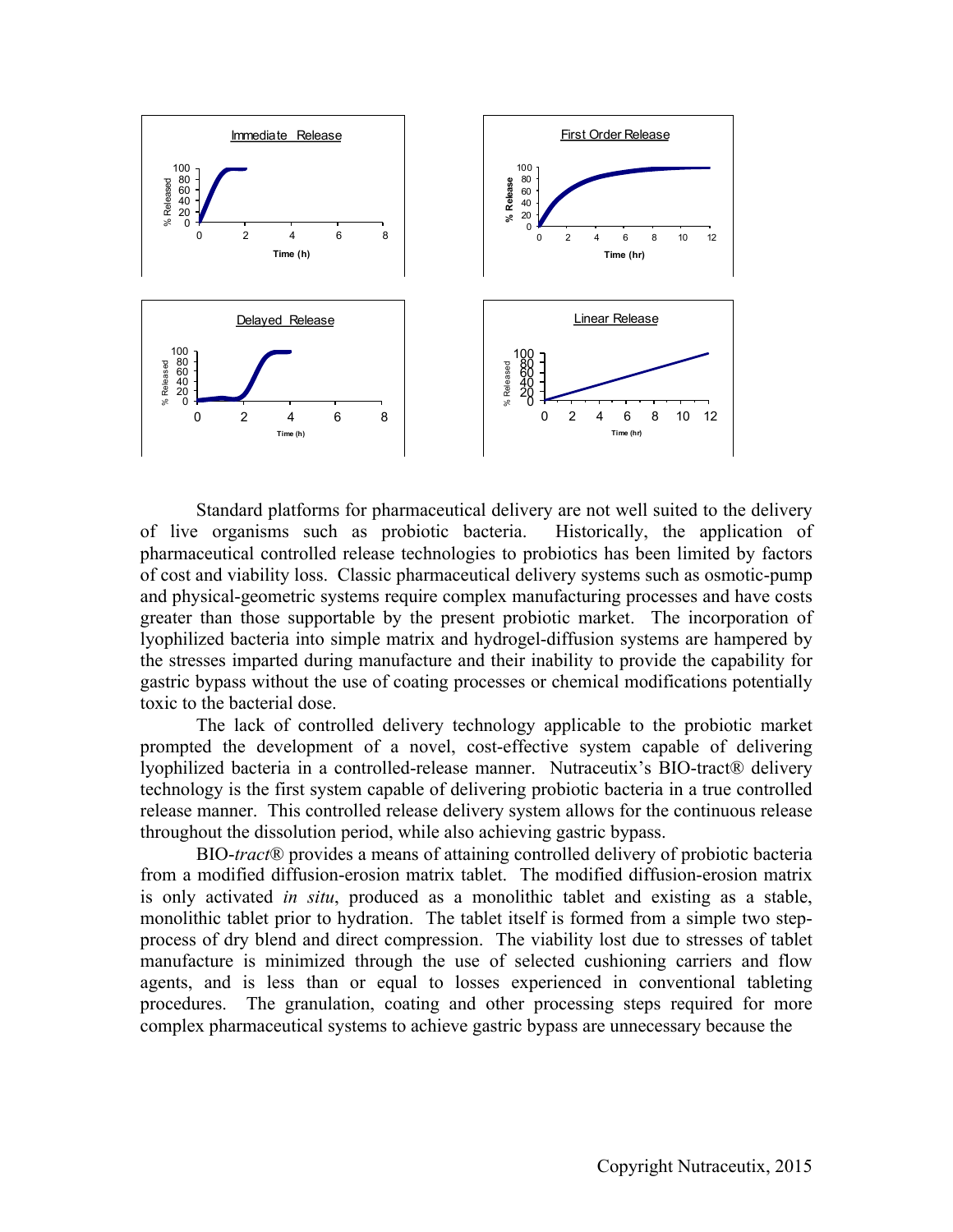Standard platforms for pharmaceutical delivery are not well suited to the delivery of live organisms such as probiotic bacteria. Historically, the application of pharmaceutical controlled release technologies to probiotics has been limited by factors of cost and viability loss. Classic pharmaceutical delivery systems such as osmotic-pump and physical-geometric systems require complex manufacturing processes and have costs greater than those supportable by the present probiotic market. The incorporation of lyophilized bacteria into simple matrix and hydrogel-diffusion systems are hampered by the stresses imparted during manufacture and their inability to provide the capability for gastric bypass without the use of coating processes or chemical modifications potentially toxic to the bacterial dose.

The lack of controlled delivery technology applicable to the probiotic market prompted the development of a novel, cost-effective system capable of delivering lyophilized bacteria in a controlled-release manner. Nutraceutix's BIO-tract® delivery technology is the first system capable of delivering probiotic bacteria in a true controlled release manner. This controlled release delivery system allows for the continuous release throughout the dissolution period, while also achieving gastric bypass.

BIO-*tract*® provides a means of attaining controlled delivery of probiotic bacteria from a modified diffusion-erosion matrix tablet. The modified diffusion-erosion matrix is only activated *in situ*, produced as a monolithic tablet and existing as a stable, monolithic tablet prior to hydration. The tablet itself is formed from a simple two step-process of dry blend and direct compression. The viability lost due to stresses of tablet manufacture is minimized through the use of selected cushioning carriers and flow agents, and is less than or equal to losses experienced in conventional tableting procedures. The granulation, coating and other processing steps required for more complex pharmaceutical systems to achieve gastric bypass are unnecessary because the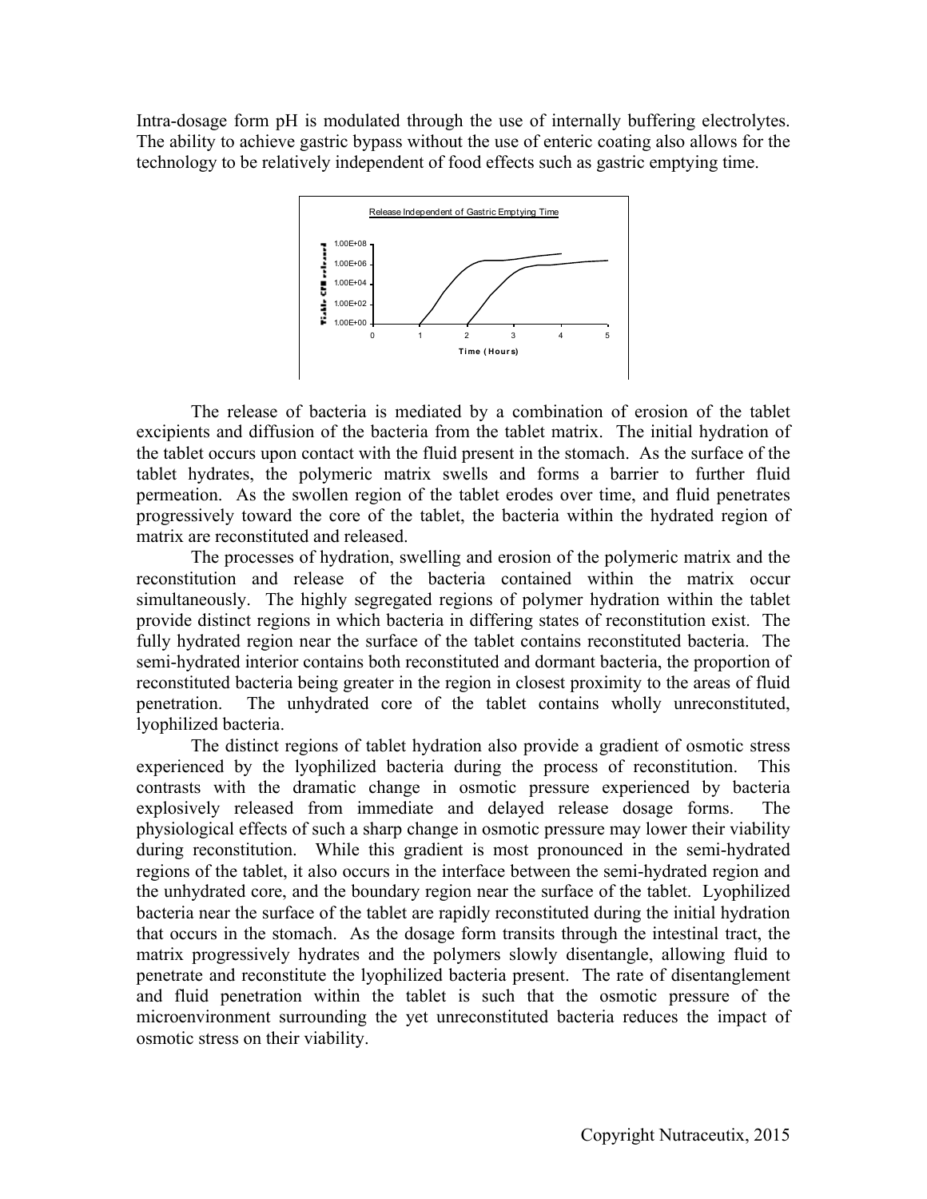Intra-dosage form pH is modulated through the use of internally buffering electrolytes. The ability to achieve gastric bypass without the use of enteric coating also allows for the technology to be relatively independent of food effects such as gastric emptying time.

Release Independent of Gastric Emptying Time

The release of bacteria is mediated by a combination of erosion of the tablet excipients and diffusion of the bacteria from the tablet matrix. The initial hydration of the tablet occurs upon contact with the fluid present in the stomach. As the surface of the tablet hydrates, the polymeric matrix swells and forms a barrier to further fluid permeation. As the swollen region of the tablet erodes over time, and fluid penetrates progressively toward the core of the tablet, the bacteria within the hydrated region of matrix are reconstituted and released.

The processes of hydration, swelling and erosion of the polymeric matrix and the reconstitution and release of the bacteria contained within the matrix occur simultaneously. The highly segregated regions of polymer hydration within the tablet provide distinct regions in which bacteria in differing states of reconstitution exist. The fully hydrated region near the surface of the tablet contains reconstituted bacteria. The semi-hydrated interior contains both reconstituted and dormant bacteria, the proportion of reconstituted bacteria being greater in the region in closest proximity to the areas of fluid penetration. The unhydrated core of the tablet contains wholly unreconstituted, lyophilized bacteria.

The distinct regions of tablet hydration also provide a gradient of osmotic stress experienced by the lyophilized bacteria during the process of reconstitution. This contrasts with the dramatic change in osmotic pressure experienced by bacteria explosively released from immediate and delayed release dosage forms. The physiological effects of such a sharp change in osmotic pressure may lower their viability during reconstitution. While this gradient is most pronounced in the semi-hydrated regions of the tablet, it also occurs in the interface between the semi-hydrated region and the unhydrated core, and the boundary region near the surface of the tablet. Lyophilized bacteria near the surface of the tablet are rapidly reconstituted during the initial hydration that occurs in the stomach. As the dosage form transits through the intestinal tract, the matrix progressively hydrates and the polymers slowly disentangle, allowing fluid to penetrate and reconstitute the lyophilized bacteria present. The rate of disentanglement and fluid penetration within the tablet is such that the osmotic pressure of the microenvironment surrounding the yet unreconstituted bacteria reduces the impact of osmotic stress on their viability.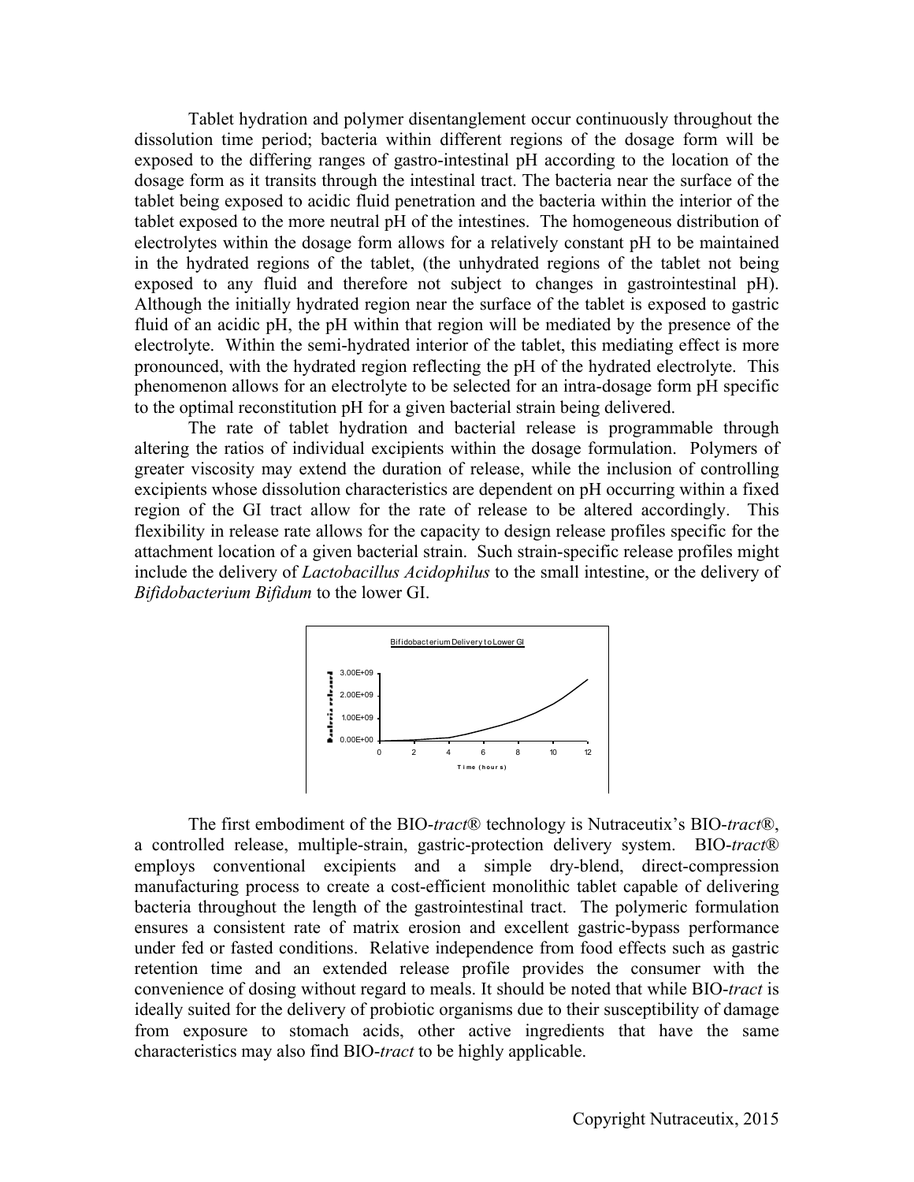Tablet hydration and polymer disentanglement occur continuously throughout the dissolution time period; bacteria within different regions of the dosage form will be exposed to the differing ranges of gastro-intestinal pH according to the location of the dosage form as it transits through the intestinal tract. The bacteria near the surface of the tablet being exposed to acidic fluid penetration and the bacteria within the interior of the tablet exposed to the more neutral pH of the intestines. The homogeneous distribution of electrolytes within the dosage form allows for a relatively constant pH to be maintained in the hydrated regions of the tablet, (the unhydrated regions of the tablet not being exposed to any fluid and therefore not subject to changes in gastrointestinal pH). Although the initially hydrated region near the surface of the tablet is exposed to gastric fluid of an acidic pH, the pH within that region will be mediated by the presence of the electrolyte. Within the semi-hydrated interior of the tablet, this mediating effect is more pronounced, with the hydrated region reflecting the pH of the hydrated electrolyte. This phenomenon allows for an electrolyte to be selected for an intra-dosage form pH specific to the optimal reconstitution pH for a given bacterial strain being delivered.

The rate of tablet hydration and bacterial release is programmable through altering the ratios of individual excipients within the dosage formulation. Polymers of greater viscosity may extend the duration of release, while the inclusion of controlling excipients whose dissolution characteristics are dependent on pH occurring within a fixed region of the GI tract allow for the rate of release to be altered accordingly. This flexibility in release rate allows for the capacity to design release profiles specific for the attachment location of a given bacterial strain. Such strain-specific release profiles might include the delivery of *Lactobacillus Acidophilus* to the small intestine, or the delivery of *Bifidobacterium Bifidum* to the lower GI.

Bifidobacterium Delivery to Lower GI

The first embodiment of the BIO-*tract*® technology is Nutraceutix's BIO-*tract*®, a controlled release, multiple-strain, gastric-protection delivery system. BIO-*tract*® employs conventional excipients and a simple dry-blend, direct-compression manufacturing process to create a cost-efficient monolithic tablet capable of delivering bacteria throughout the length of the gastrointestinal tract. The polymeric formulation ensures a consistent rate of matrix erosion and excellent gastric-bypass performance under fed or fasted conditions. Relative independence from food effects such as gastric retention time and an extended release profile provides the consumer with the convenience of dosing without regard to meals. It should be noted that while BIO-*tract* is ideally suited for the delivery of probiotic organisms due to their susceptibility of damage from exposure to stomach acids, other active ingredients that have the same characteristics may also find BIO-*tract* to be highly applicable.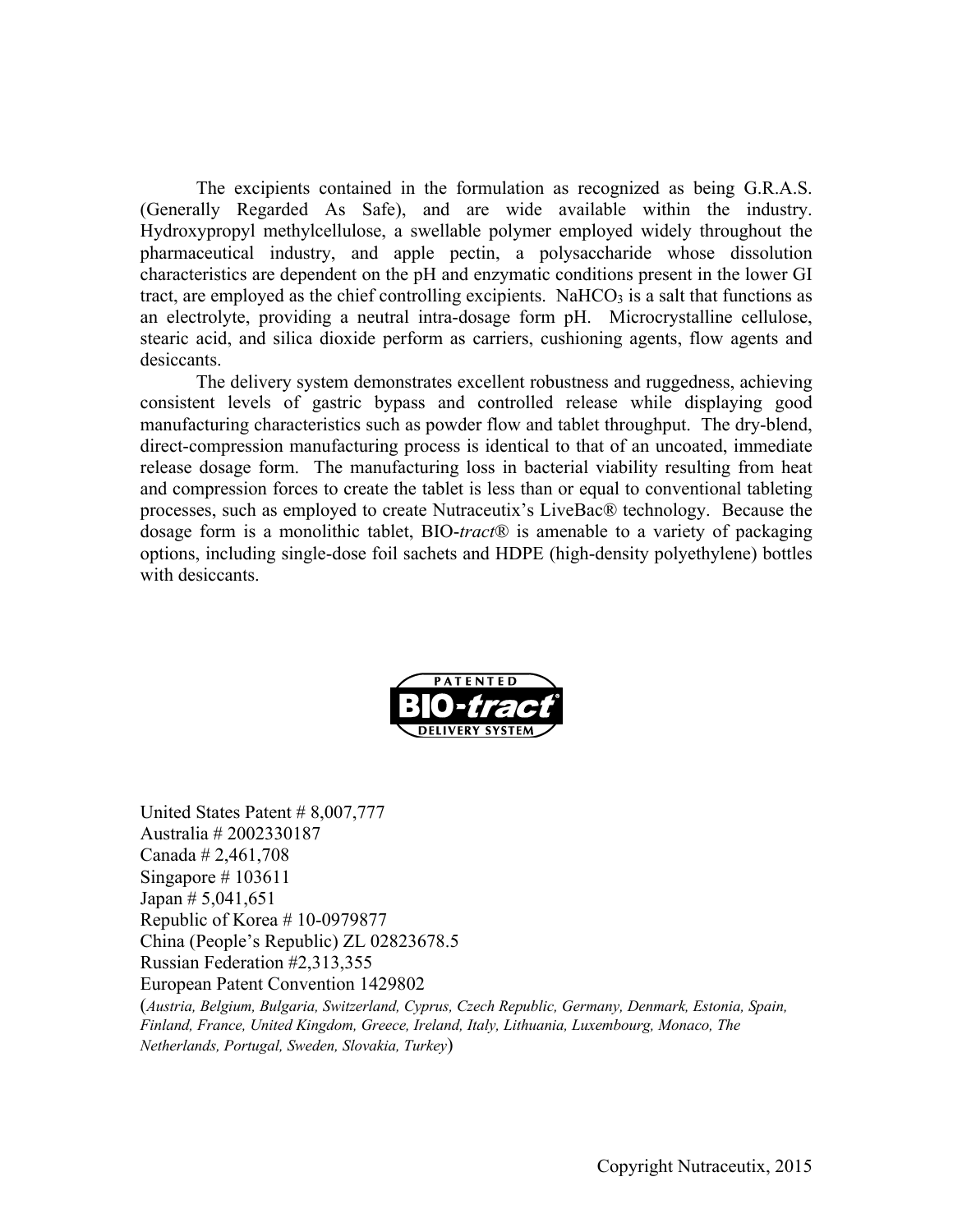The excipients contained in the formulation as recognized as being G.R.A.S. (Generally Regarded As Safe), and are wide available within the industry. Hydroxypropyl methylcellulose, a swellable polymer employed widely throughout the pharmaceutical industry, and apple pectin, a polysaccharide whose dissolution characteristics are dependent on the pH and enzymatic conditions present in the lower GI tract, are employed as the chief controlling excipients. $NaHCO_3$ is a salt that functions as an electrolyte, providing a neutral intra-dosage form pH. Microcrystalline cellulose, stearic acid, and silica dioxide perform as carriers, cushioning agents, flow agents and desiccants.

The delivery system demonstrates excellent robustness and ruggedness, achieving consistent levels of gastric bypass and controlled release while displaying good manufacturing characteristics such as powder flow and tablet throughput. The dry-blend, direct-compression manufacturing process is identical to that of an uncoated, immediate release dosage form. The manufacturing loss in bacterial viability resulting from heat and compression forces to create the tablet is less than or equal to conventional tableting processes, such as employed to create Nutraceutix's LiveBac® technology. Because the dosage form is a monolithic tablet, BIO-*tract*® is amenable to a variety of packaging options, including single-dose foil sachets and HDPE (high-density polyethylene) bottles with desiccants.

PATENTED
BIO-*tract*®
DELIVERY SYSTEM

United States Patent # 8,007,777
Australia # 2002330187
Canada # 2,461,708
Singapore # 103611
Japan # 5,041,651
Republic of Korea # 10-0979877
China (People's Republic) ZL 02823678.5
Russian Federation #2,313,355
European Patent Convention 1429802
(*Austria, Belgium, Bulgaria, Switzerland, Cyprus, Czech Republic, Germany, Denmark, Estonia, Spain, Finland, France, United Kingdom, Greece, Ireland, Italy, Lithuania, Luxembourg, Monaco, The Netherlands, Portugal, Sweden, Slovakia, Turkey*)

Copyright Nutraceutix, 2015